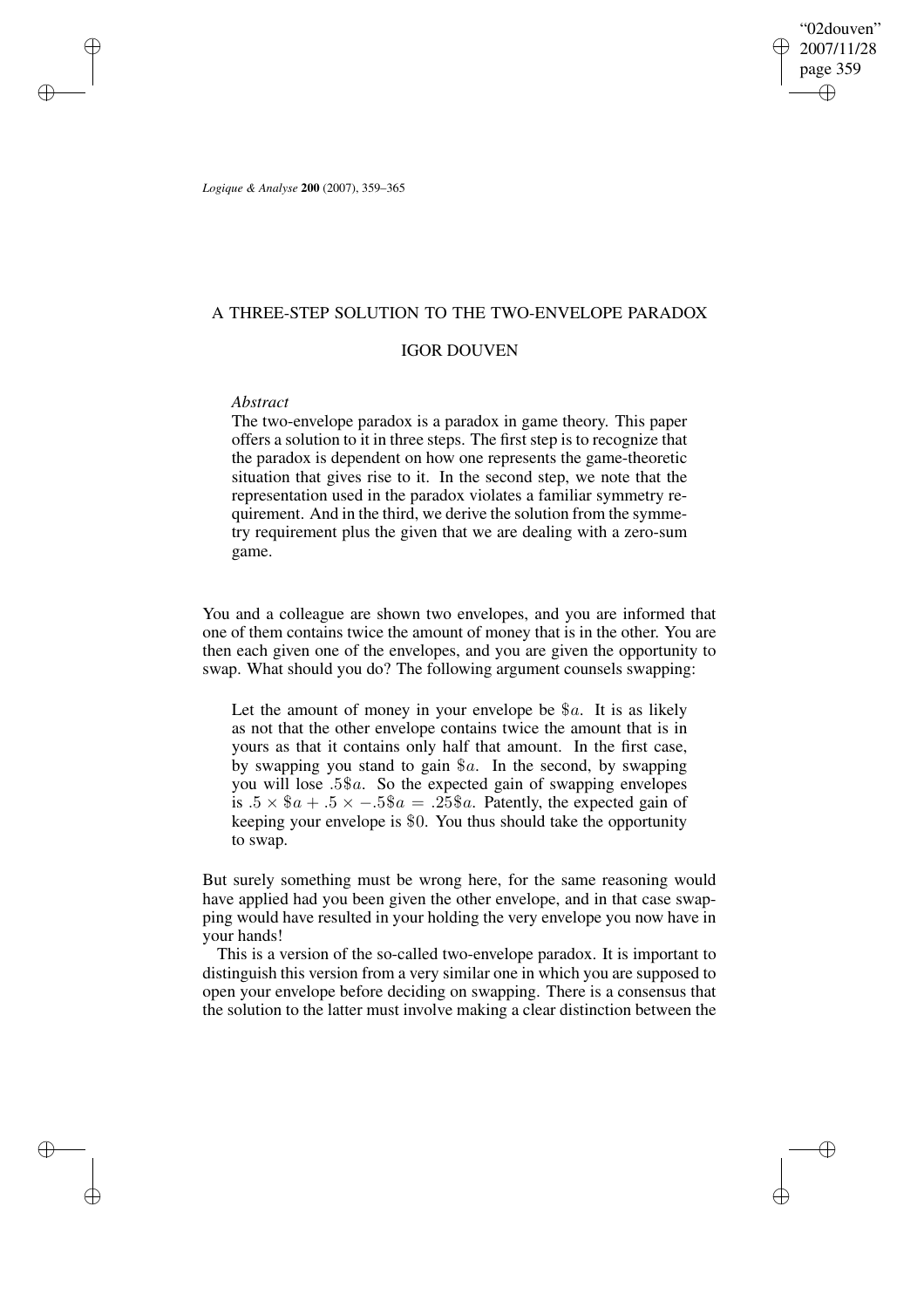# A THREE-STEP SOLUTION TO THE TWO-ENVELOPE PARADOX

## IGOR DOUVEN

*Abstract*

The two-envelope paradox is a paradox in game theory. This paper offers a solution to it in three steps. The first step is to recognize that the paradox is dependent on how one represents the game-theoretic situation that gives rise to it. In the second step, we note that the representation used in the paradox violates a familiar symmetry requirement. And in the third, we derive the solution from the symmetry requirement plus the given that we are dealing with a zero-sum game.

You and a colleague are shown two envelopes, and you are informed that one of them contains twice the amount of money that is in the other. You are then each given one of the envelopes, and you are given the opportunity to swap. What should you do? The following argument counsels swapping:

> Let the amount of money in your envelope be $\$a$. It is as likely as not that the other envelope contains twice the amount that is in yours as that it contains only half that amount. In the first case, by swapping you stand to gain $\$a$. In the second, by swapping you will lose $.5\$a$. So the expected gain of swapping envelopes is $.5 \times \$a + .5 \times -.5\$a = .25\$a$. Patently, the expected gain of keeping your envelope is $\$0$. You thus should take the opportunity to swap.

But surely something must be wrong here, for the same reasoning would have applied had you been given the other envelope, and in that case swapping would have resulted in your holding the very envelope you now have in your hands!

This is a version of the so-called two-envelope paradox. It is important to distinguish this version from a very similar one in which you are supposed to open your envelope before deciding on swapping. There is a consensus that the solution to the latter must involve making a clear distinction between the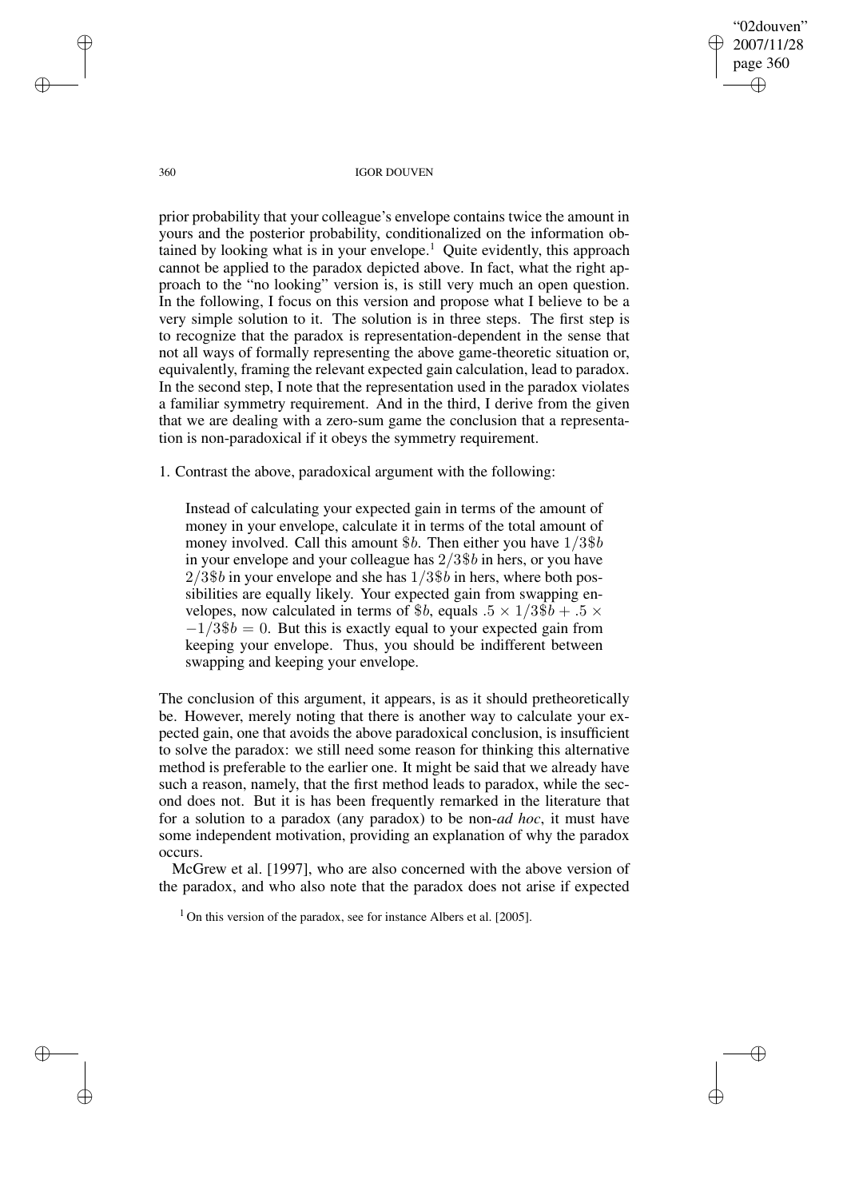prior probability that your colleague's envelope contains twice the amount in yours and the posterior probability, conditionalized on the information obtained by looking what is in your envelope.[1] Quite evidently, this approach cannot be applied to the paradox depicted above. In fact, what the right approach to the "no looking" version is, is still very much an open question. In the following, I focus on this version and propose what I believe to be a very simple solution to it. The solution is in three steps. The first step is to recognize that the paradox is representation-dependent in the sense that not all ways of formally representing the above game-theoretic situation or, equivalently, framing the relevant expected gain calculation, lead to paradox. In the second step, I note that the representation used in the paradox violates a familiar symmetry requirement. And in the third, I derive from the given that we are dealing with a zero-sum game the conclusion that a representation is non-paradoxical if it obeys the symmetry requirement.

1. Contrast the above, paradoxical argument with the following:

> Instead of calculating your expected gain in terms of the amount of money in your envelope, calculate it in terms of the total amount of money involved. Call this amount $\$b$. Then either you have $1/3\$b$ in your envelope and your colleague has $2/3\$b$ in hers, or you have $2/3\$b$ in your envelope and she has $1/3\$b$ in hers, where both possibilities are equally likely. Your expected gain from swapping envelopes, now calculated in terms of $\$b$, equals $.5 \times 1/3\$b + .5 \times -1/3\$b = 0$. But this is exactly equal to your expected gain from keeping your envelope. Thus, you should be indifferent between swapping and keeping your envelope.

The conclusion of this argument, it appears, is as it should pretheoretically be. However, merely noting that there is another way to calculate your expected gain, one that avoids the above paradoxical conclusion, is insufficient to solve the paradox: we still need some reason for thinking this alternative method is preferable to the earlier one. It might be said that we already have such a reason, namely, that the first method leads to paradox, while the second does not. But it is has been frequently remarked in the literature that for a solution to a paradox (any paradox) to be non-*ad hoc*, it must have some independent motivation, providing an explanation of why the paradox occurs.

McGrew et al. [1997], who are also concerned with the above version of the paradox, and who also note that the paradox does not arise if expected

[1] On this version of the paradox, see for instance Albers et al. [2005].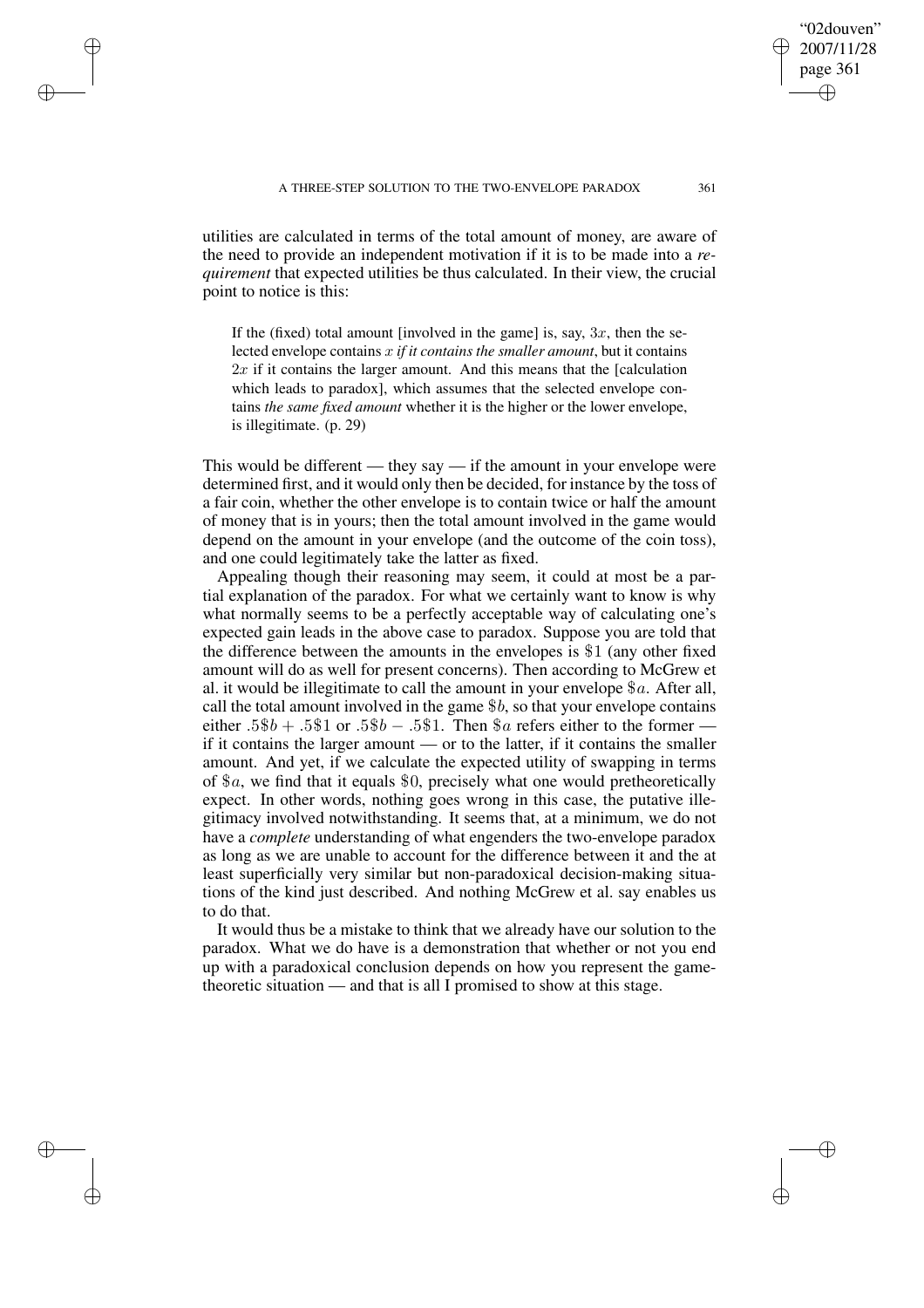utilities are calculated in terms of the total amount of money, are aware of the need to provide an independent motivation if it is to be made into a *requirement* that expected utilities be thus calculated. In their view, the crucial point to notice is this:

> If the (fixed) total amount [involved in the game] is, say, $3x$, then the selected envelope contains $x$ *if it contains the smaller amount*, but it contains $2x$ if it contains the larger amount. And this means that the [calculation which leads to paradox], which assumes that the selected envelope contains *the same fixed amount* whether it is the higher or the lower envelope, is illegitimate. (p. 29)

This would be different — they say — if the amount in your envelope were determined first, and it would only then be decided, for instance by the toss of a fair coin, whether the other envelope is to contain twice or half the amount of money that is in yours; then the total amount involved in the game would depend on the amount in your envelope (and the outcome of the coin toss), and one could legitimately take the latter as fixed.

Appealing though their reasoning may seem, it could at most be a partial explanation of the paradox. For what we certainly want to know is why what normally seems to be a perfectly acceptable way of calculating one's expected gain leads in the above case to paradox. Suppose you are told that the difference between the amounts in the envelopes is $\$1$ (any other fixed amount will do as well for present concerns). Then according to McGrew et al. it would be illegitimate to call the amount in your envelope $\$a$. After all, call the total amount involved in the game $\$b$, so that your envelope contains either $.5\$b + .5\$1$ or $.5\$b - .5\$1$. Then $\$a$ refers either to the former — if it contains the larger amount — or to the latter, if it contains the smaller amount. And yet, if we calculate the expected utility of swapping in terms of $\$a$, we find that it equals $\$0$, precisely what one would pretheoretically expect. In other words, nothing goes wrong in this case, the putative illegitimacy involved notwithstanding. It seems that, at a minimum, we do not have a *complete* understanding of what engenders the two-envelope paradox as long as we are unable to account for the difference between it and the at least superficially very similar but non-paradoxical decision-making situations of the kind just described. And nothing McGrew et al. say enables us to do that.

It would thus be a mistake to think that we already have our solution to the paradox. What we do have is a demonstration that whether or not you end up with a paradoxical conclusion depends on how you represent the game-theoretic situation — and that is all I promised to show at this stage.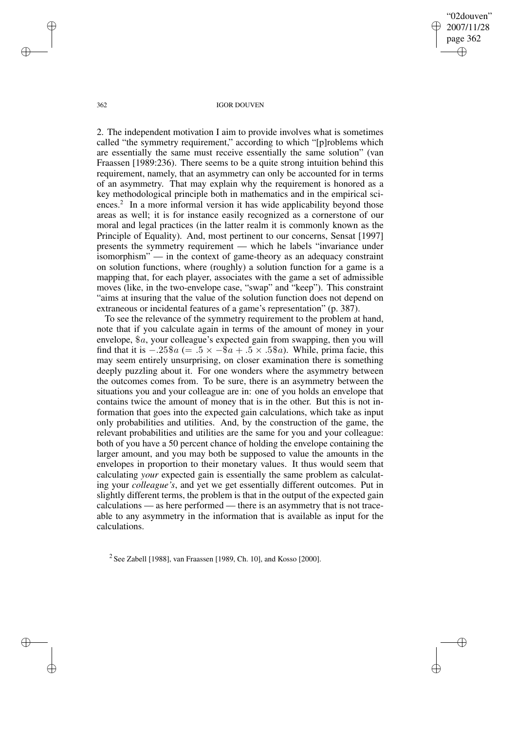2. The independent motivation I aim to provide involves what is sometimes called "the symmetry requirement," according to which "[p]roblems which are essentially the same must receive essentially the same solution" (van Fraassen [1989:236). There seems to be a quite strong intuition behind this requirement, namely, that an asymmetry can only be accounted for in terms of an asymmetry. That may explain why the requirement is honored as a key methodological principle both in mathematics and in the empirical sciences.[2] In a more informal version it has wide applicability beyond those areas as well; it is for instance easily recognized as a cornerstone of our moral and legal practices (in the latter realm it is commonly known as the Principle of Equality). And, most pertinent to our concerns, Sensat [1997] presents the symmetry requirement — which he labels "invariance under isomorphism" — in the context of game-theory as an adequacy constraint on solution functions, where (roughly) a solution function for a game is a mapping that, for each player, associates with the game a set of admissible moves (like, in the two-envelope case, "swap" and "keep"). This constraint "aims at insuring that the value of the solution function does not depend on extraneous or incidental features of a game's representation" (p. 387).

To see the relevance of the symmetry requirement to the problem at hand, note that if you calculate again in terms of the amount of money in your envelope, $\$a$, your colleague's expected gain from swapping, then you will find that it is $-.25\$a$ $(= .5 \times -\$a + .5 \times .5\$a)$. While, prima facie, this may seem entirely unsurprising, on closer examination there is something deeply puzzling about it. For one wonders where the asymmetry between the outcomes comes from. To be sure, there is an asymmetry between the situations you and your colleague are in: one of you holds an envelope that contains twice the amount of money that is in the other. But this is not information that goes into the expected gain calculations, which take as input only probabilities and utilities. And, by the construction of the game, the relevant probabilities and utilities are the same for you and your colleague: both of you have a 50 percent chance of holding the envelope containing the larger amount, and you may both be supposed to value the amounts in the envelopes in proportion to their monetary values. It thus would seem that calculating *your* expected gain is essentially the same problem as calculating your *colleague's*, and yet we get essentially different outcomes. Put in slightly different terms, the problem is that in the output of the expected gain calculations — as here performed — there is an asymmetry that is not traceable to any asymmetry in the information that is available as input for the calculations.

[2] See Zabell [1988], van Fraassen [1989, Ch. 10], and Kosso [2000].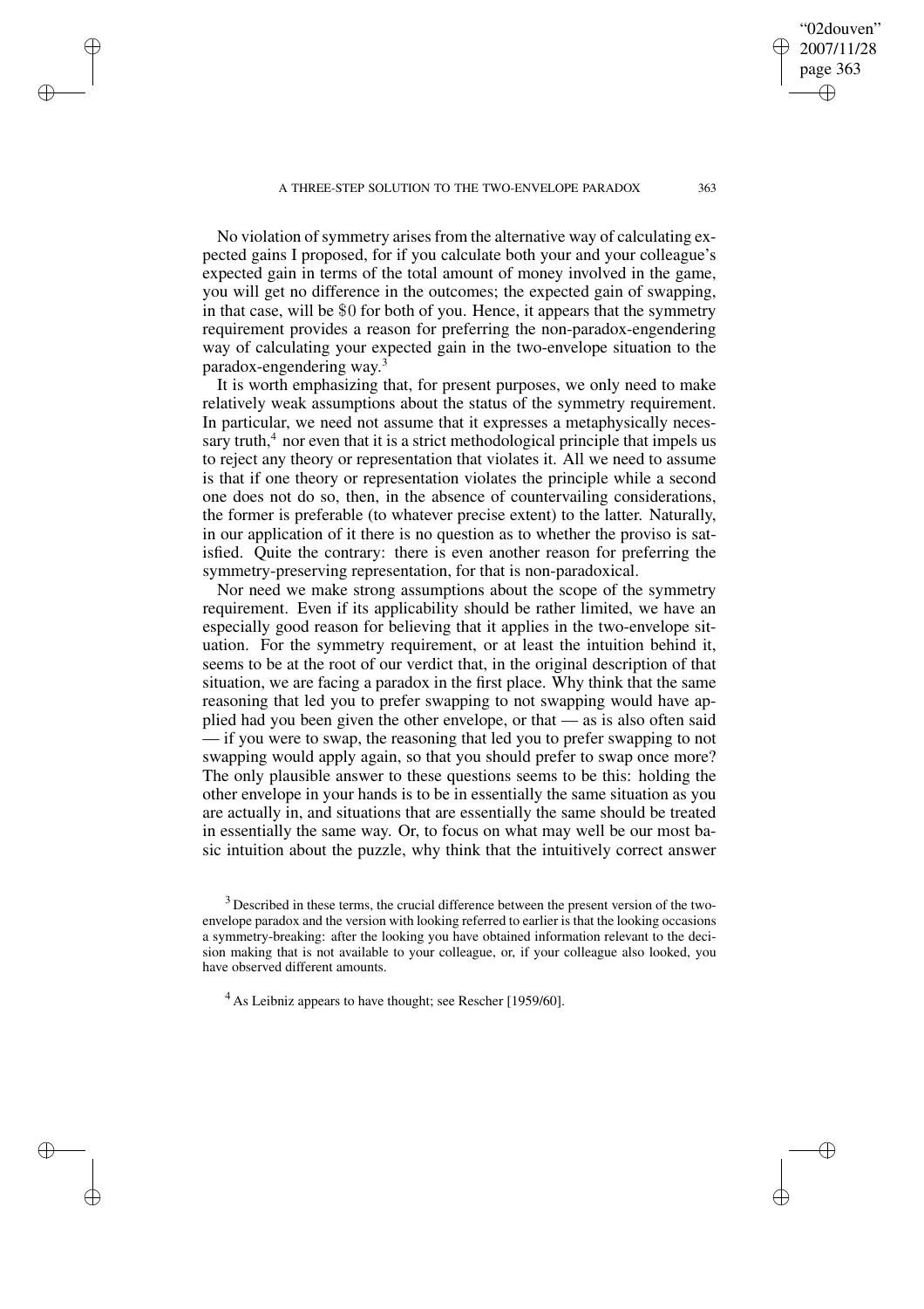No violation of symmetry arises from the alternative way of calculating expected gains I proposed, for if you calculate both your and your colleague's expected gain in terms of the total amount of money involved in the game, you will get no difference in the outcomes; the expected gain of swapping, in that case, will be $0 for both of you. Hence, it appears that the symmetry requirement provides a reason for preferring the non-paradox-engendering way of calculating your expected gain in the two-envelope situation to the paradox-engendering way.[3]

It is worth emphasizing that, for present purposes, we only need to make relatively weak assumptions about the status of the symmetry requirement. In particular, we need not assume that it expresses a metaphysically necessary truth,[4] nor even that it is a strict methodological principle that impels us to reject any theory or representation that violates it. All we need to assume is that if one theory or representation violates the principle while a second one does not do so, then, in the absence of countervailing considerations, the former is preferable (to whatever precise extent) to the latter. Naturally, in our application of it there is no question as to whether the proviso is satisfied. Quite the contrary: there is even another reason for preferring the symmetry-preserving representation, for that is non-paradoxical.

Nor need we make strong assumptions about the scope of the symmetry requirement. Even if its applicability should be rather limited, we have an especially good reason for believing that it applies in the two-envelope situation. For the symmetry requirement, or at least the intuition behind it, seems to be at the root of our verdict that, in the original description of that situation, we are facing a paradox in the first place. Why think that the same reasoning that led you to prefer swapping to not swapping would have applied had you been given the other envelope, or that — as is also often said — if you were to swap, the reasoning that led you to prefer swapping to not swapping would apply again, so that you should prefer to swap once more? The only plausible answer to these questions seems to be this: holding the other envelope in your hands is to be in essentially the same situation as you are actually in, and situations that are essentially the same should be treated in essentially the same way. Or, to focus on what may well be our most basic intuition about the puzzle, why think that the intuitively correct answer

[3] Described in these terms, the crucial difference between the present version of the two-envelope paradox and the version with looking referred to earlier is that the looking occasions a symmetry-breaking: after the looking you have obtained information relevant to the decision making that is not available to your colleague, or, if your colleague also looked, you have observed different amounts.

[4] As Leibniz appears to have thought; see Rescher [1959/60].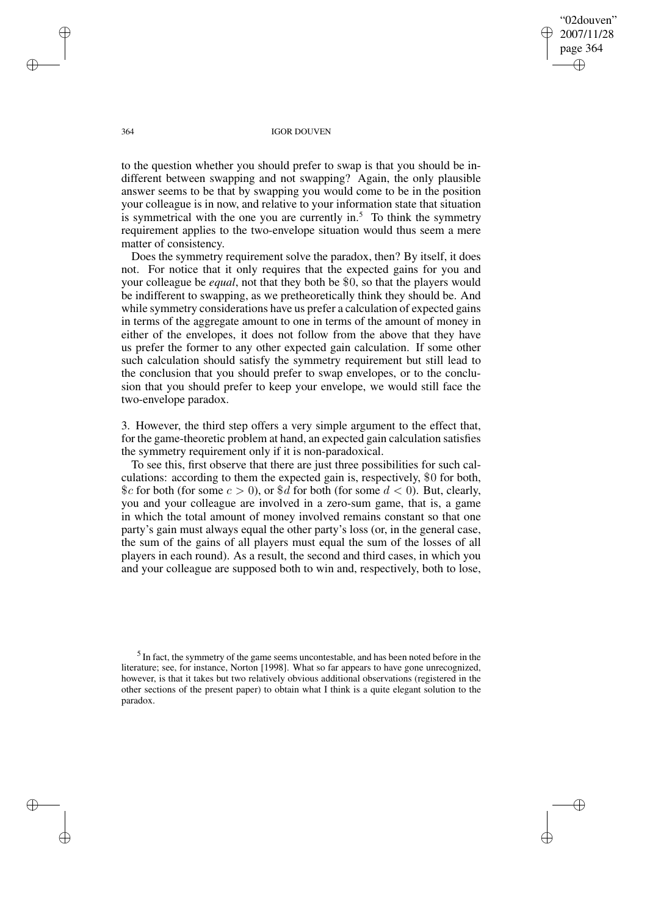to the question whether you should prefer to swap is that you should be indifferent between swapping and not swapping? Again, the only plausible answer seems to be that by swapping you would come to be in the position your colleague is in now, and relative to your information state that situation is symmetrical with the one you are currently in.[5] To think the symmetry requirement applies to the two-envelope situation would thus seem a mere matter of consistency.

Does the symmetry requirement solve the paradox, then? By itself, it does not. For notice that it only requires that the expected gains for you and your colleague be *equal*, not that they both be \$0, so that the players would be indifferent to swapping, as we pretheoretically think they should be. And while symmetry considerations have us prefer a calculation of expected gains in terms of the aggregate amount to one in terms of the amount of money in either of the envelopes, it does not follow from the above that they have us prefer the former to any other expected gain calculation. If some other such calculation should satisfy the symmetry requirement but still lead to the conclusion that you should prefer to swap envelopes, or to the conclusion that you should prefer to keep your envelope, we would still face the two-envelope paradox.

3. However, the third step offers a very simple argument to the effect that, for the game-theoretic problem at hand, an expected gain calculation satisfies the symmetry requirement only if it is non-paradoxical.

To see this, first observe that there are just three possibilities for such calculations: according to them the expected gain is, respectively, \$0 for both, \$$c$ for both (for some $c > 0$), or \$$d$ for both (for some $d < 0$). But, clearly, you and your colleague are involved in a zero-sum game, that is, a game in which the total amount of money involved remains constant so that one party's gain must always equal the other party's loss (or, in the general case, the sum of the gains of all players must equal the sum of the losses of all players in each round). As a result, the second and third cases, in which you and your colleague are supposed both to win and, respectively, both to lose,

[5] In fact, the symmetry of the game seems uncontestable, and has been noted before in the literature; see, for instance, Norton [1998]. What so far appears to have gone unrecognized, however, is that it takes but two relatively obvious additional observations (registered in the other sections of the present paper) to obtain what I think is a quite elegant solution to the paradox.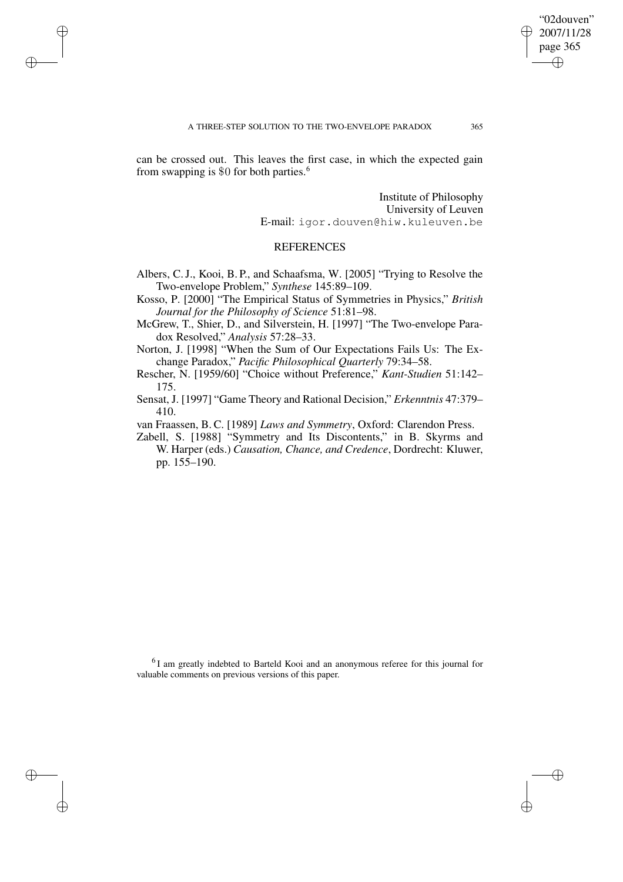can be crossed out. This leaves the first case, in which the expected gain from swapping is $0 for both parties.[6]

Institute of Philosophy
University of Leuven
E-mail: igor.douven@hiw.kuleuven.be

## REFERENCES

Albers, C. J., Kooi, B. P., and Schaafsma, W. [2005] "Trying to Resolve the Two-envelope Problem," *Synthese* 145:89–109.

Kosso, P. [2000] "The Empirical Status of Symmetries in Physics," *British Journal for the Philosophy of Science* 51:81–98.

McGrew, T., Shier, D., and Silverstein, H. [1997] "The Two-envelope Paradox Resolved," *Analysis* 57:28–33.

Norton, J. [1998] "When the Sum of Our Expectations Fails Us: The Exchange Paradox," *Pacific Philosophical Quarterly* 79:34–58.

Rescher, N. [1959/60] "Choice without Preference," *Kant-Studien* 51:142–175.

Sensat, J. [1997] "Game Theory and Rational Decision," *Erkenntnis* 47:379–410.

van Fraassen, B. C. [1989] *Laws and Symmetry*, Oxford: Clarendon Press.

Zabell, S. [1988] "Symmetry and Its Discontents," in B. Skyrms and W. Harper (eds.) *Causation, Chance, and Credence*, Dordrecht: Kluwer, pp. 155–190.

[6] I am greatly indebted to Barteld Kooi and an anonymous referee for this journal for valuable comments on previous versions of this paper.